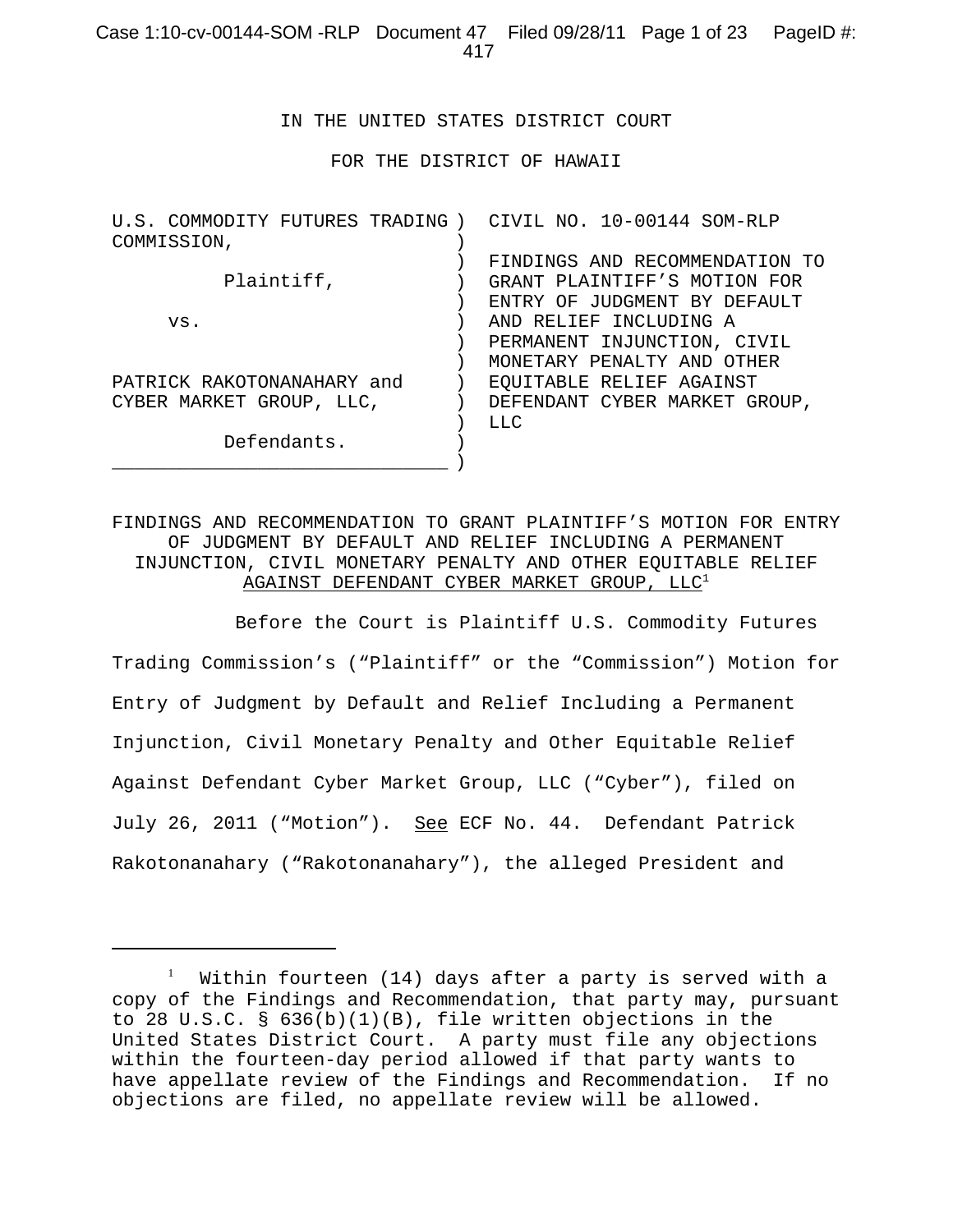IN THE UNITED STATES DISTRICT COURT

FOR THE DISTRICT OF HAWAII

| | |
|---|---|
| U.S. COMMODITY FUTURES TRADING COMMISSION,<br><br>Plaintiff,<br><br>vs.<br><br>PATRICK RAKOTONANAHARY and CYBER MARKET GROUP, LLC,<br><br>Defendants. | CIVIL NO. 10-00144 SOM-RLP<br><br>FINDINGS AND RECOMMENDATION TO GRANT PLAINTIFF'S MOTION FOR ENTRY OF JUDGMENT BY DEFAULT AND RELIEF INCLUDING A PERMANENT INJUNCTION, CIVIL MONETARY PENALTY AND OTHER EQUITABLE RELIEF AGAINST DEFENDANT CYBER MARKET GROUP, LLC |

FINDINGS AND RECOMMENDATION TO GRANT PLAINTIFF'S MOTION FOR ENTRY OF JUDGMENT BY DEFAULT AND RELIEF INCLUDING A PERMANENT INJUNCTION, CIVIL MONETARY PENALTY AND OTHER EQUITABLE RELIEF AGAINST DEFENDANT CYBER MARKET GROUP, LLC[1]

Before the Court is Plaintiff U.S. Commodity Futures Trading Commission's ("Plaintiff" or the "Commission") Motion for Entry of Judgment by Default and Relief Including a Permanent Injunction, Civil Monetary Penalty and Other Equitable Relief Against Defendant Cyber Market Group, LLC ("Cyber"), filed on July 26, 2011 ("Motion"). See ECF No. 44. Defendant Patrick Rakotonanahary ("Rakotonanahary"), the alleged President and

[1] Within fourteen (14) days after a party is served with a copy of the Findings and Recommendation, that party may, pursuant to 28 U.S.C. § 636(b)(1)(B), file written objections in the United States District Court. A party must file any objections within the fourteen-day period allowed if that party wants to have appellate review of the Findings and Recommendation. If no objections are filed, no appellate review will be allowed.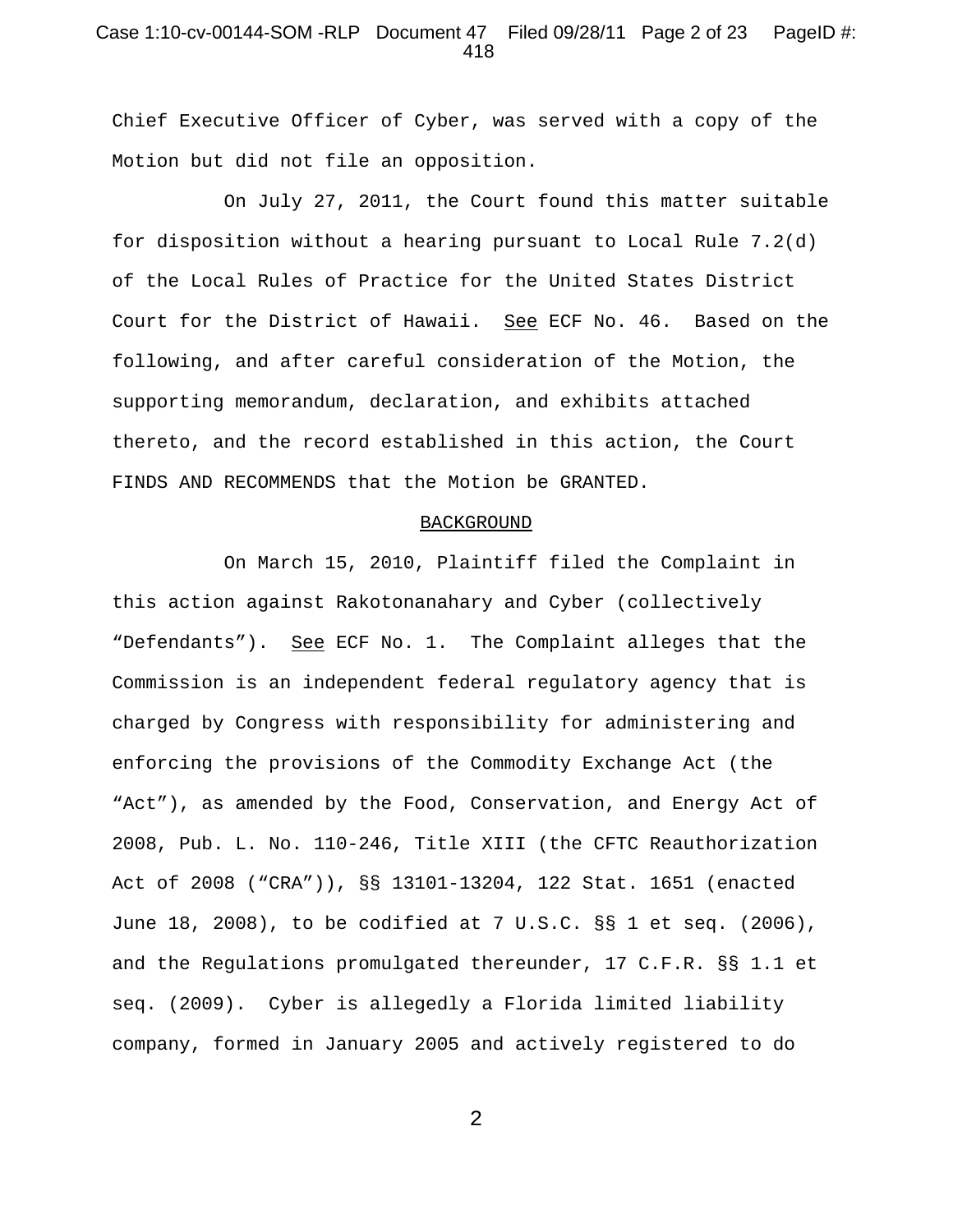Chief Executive Officer of Cyber, was served with a copy of the Motion but did not file an opposition.

On July 27, 2011, the Court found this matter suitable for disposition without a hearing pursuant to Local Rule 7.2(d) of the Local Rules of Practice for the United States District Court for the District of Hawaii. See ECF No. 46. Based on the following, and after careful consideration of the Motion, the supporting memorandum, declaration, and exhibits attached thereto, and the record established in this action, the Court FINDS AND RECOMMENDS that the Motion be GRANTED.

## BACKGROUND

On March 15, 2010, Plaintiff filed the Complaint in this action against Rakotonanahary and Cyber (collectively "Defendants"). See ECF No. 1. The Complaint alleges that the Commission is an independent federal regulatory agency that is charged by Congress with responsibility for administering and enforcing the provisions of the Commodity Exchange Act (the "Act"), as amended by the Food, Conservation, and Energy Act of 2008, Pub. L. No. 110-246, Title XIII (the CFTC Reauthorization Act of 2008 ("CRA")), §§ 13101-13204, 122 Stat. 1651 (enacted June 18, 2008), to be codified at 7 U.S.C. §§ 1 et seq. (2006), and the Regulations promulgated thereunder, 17 C.F.R. §§ 1.1 et seq. (2009). Cyber is allegedly a Florida limited liability company, formed in January 2005 and actively registered to do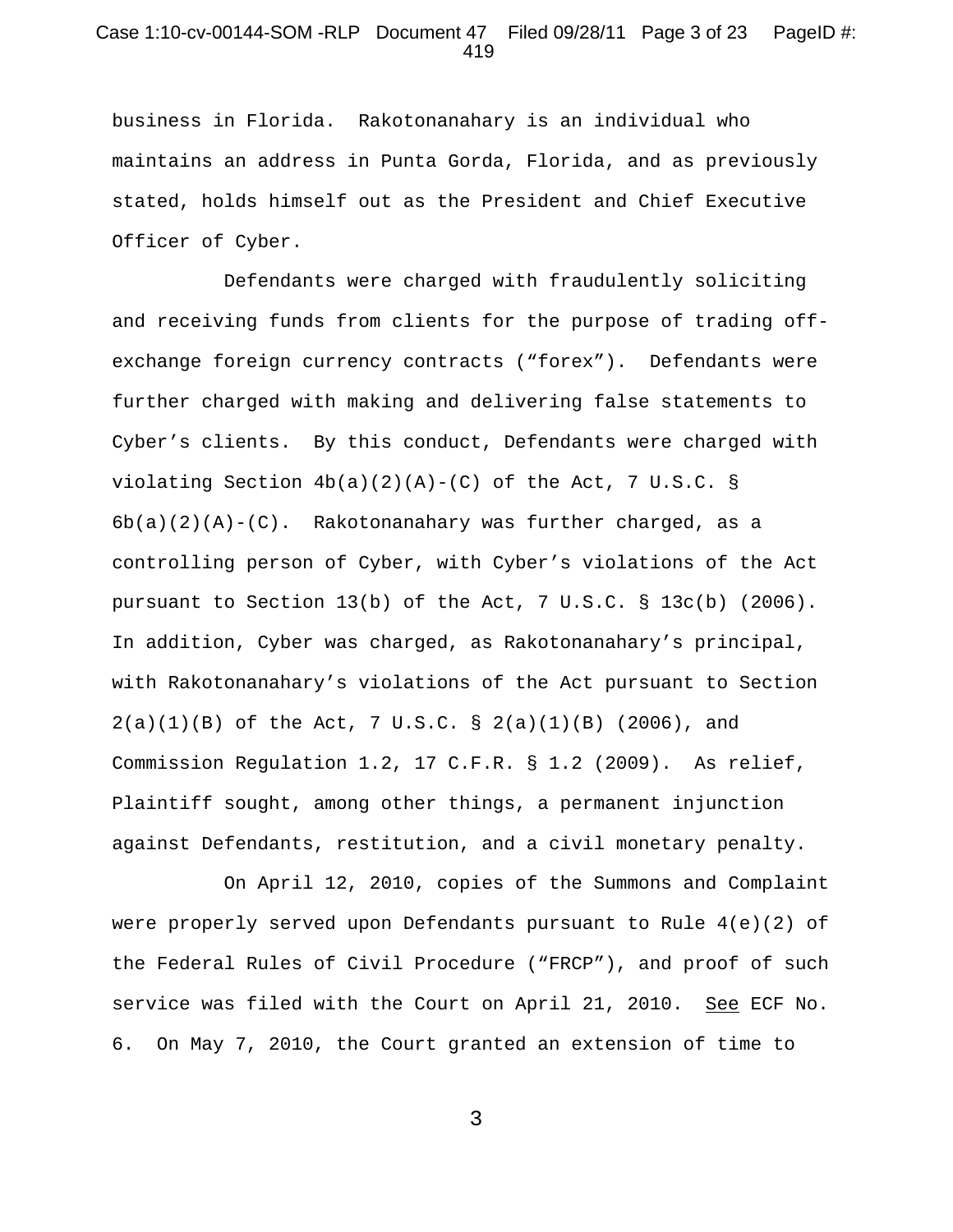business in Florida.  Rakotonanahary is an individual who maintains an address in Punta Gorda, Florida, and as previously stated, holds himself out as the President and Chief Executive Officer of Cyber.

Defendants were charged with fraudulently soliciting and receiving funds from clients for the purpose of trading off-exchange foreign currency contracts (“forex”).  Defendants were further charged with making and delivering false statements to Cyber’s clients.  By this conduct, Defendants were charged with violating Section 4b(a)(2)(A)-(C) of the Act, 7 U.S.C. § 6b(a)(2)(A)-(C).  Rakotonanahary was further charged, as a controlling person of Cyber, with Cyber’s violations of the Act pursuant to Section 13(b) of the Act, 7 U.S.C. § 13c(b) (2006). In addition, Cyber was charged, as Rakotonanahary’s principal, with Rakotonanahary’s violations of the Act pursuant to Section 2(a)(1)(B) of the Act, 7 U.S.C. § 2(a)(1)(B) (2006), and Commission Regulation 1.2, 17 C.F.R. § 1.2 (2009).  As relief, Plaintiff sought, among other things, a permanent injunction against Defendants, restitution, and a civil monetary penalty.

On April 12, 2010, copies of the Summons and Complaint were properly served upon Defendants pursuant to Rule 4(e)(2) of the Federal Rules of Civil Procedure (“FRCP”), and proof of such service was filed with the Court on April 21, 2010.  See ECF No. 6.  On May 7, 2010, the Court granted an extension of time to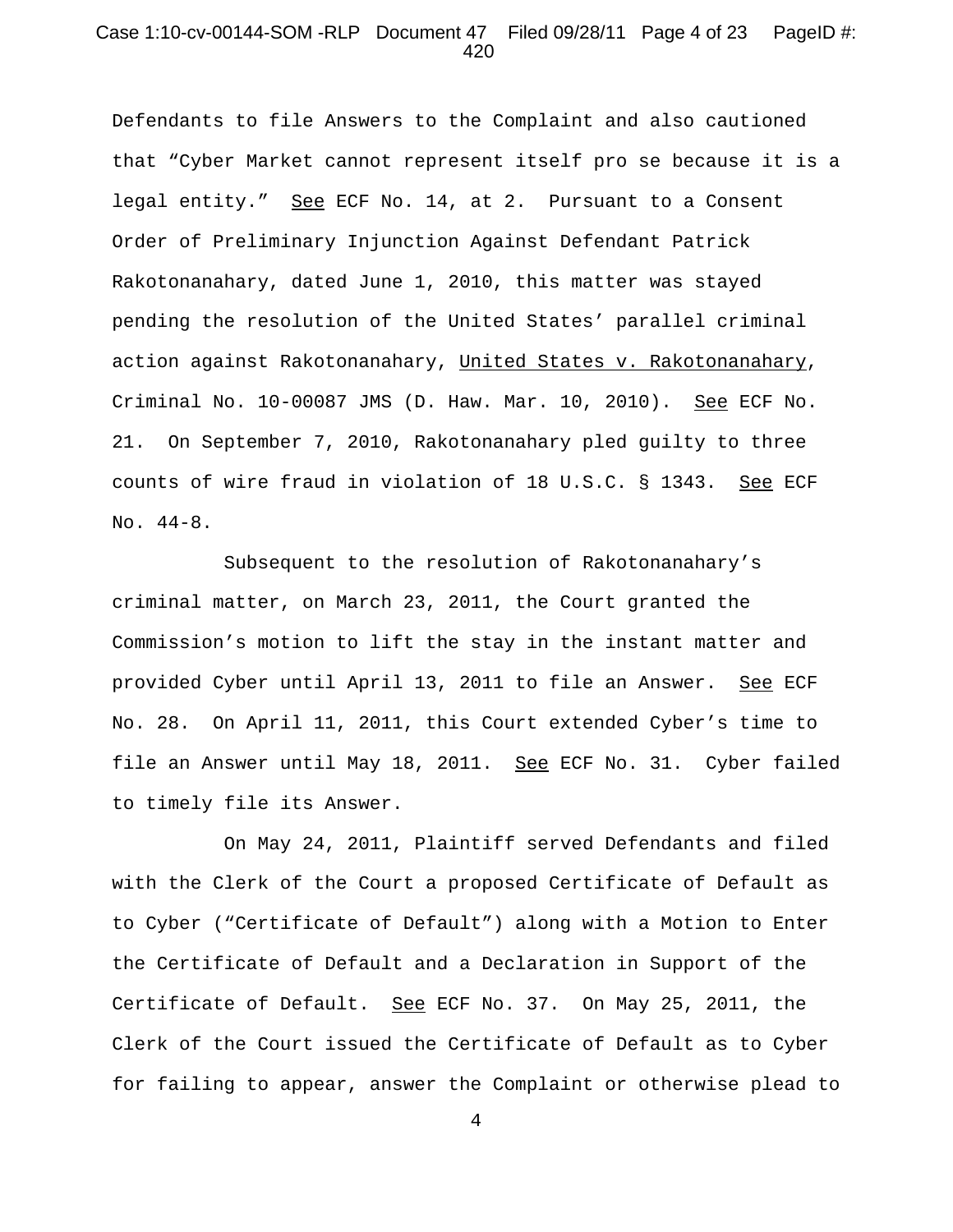Defendants to file Answers to the Complaint and also cautioned that "Cyber Market cannot represent itself pro se because it is a legal entity." See ECF No. 14, at 2. Pursuant to a Consent Order of Preliminary Injunction Against Defendant Patrick Rakotonanahary, dated June 1, 2010, this matter was stayed pending the resolution of the United States' parallel criminal action against Rakotonanahary, United States v. Rakotonanahary, Criminal No. 10-00087 JMS (D. Haw. Mar. 10, 2010). See ECF No. 21. On September 7, 2010, Rakotonanahary pled guilty to three counts of wire fraud in violation of 18 U.S.C. § 1343. See ECF No. 44-8.

Subsequent to the resolution of Rakotonanahary's criminal matter, on March 23, 2011, the Court granted the Commission's motion to lift the stay in the instant matter and provided Cyber until April 13, 2011 to file an Answer. See ECF No. 28. On April 11, 2011, this Court extended Cyber's time to file an Answer until May 18, 2011. See ECF No. 31. Cyber failed to timely file its Answer.

On May 24, 2011, Plaintiff served Defendants and filed with the Clerk of the Court a proposed Certificate of Default as to Cyber ("Certificate of Default") along with a Motion to Enter the Certificate of Default and a Declaration in Support of the Certificate of Default. See ECF No. 37. On May 25, 2011, the Clerk of the Court issued the Certificate of Default as to Cyber for failing to appear, answer the Complaint or otherwise plead to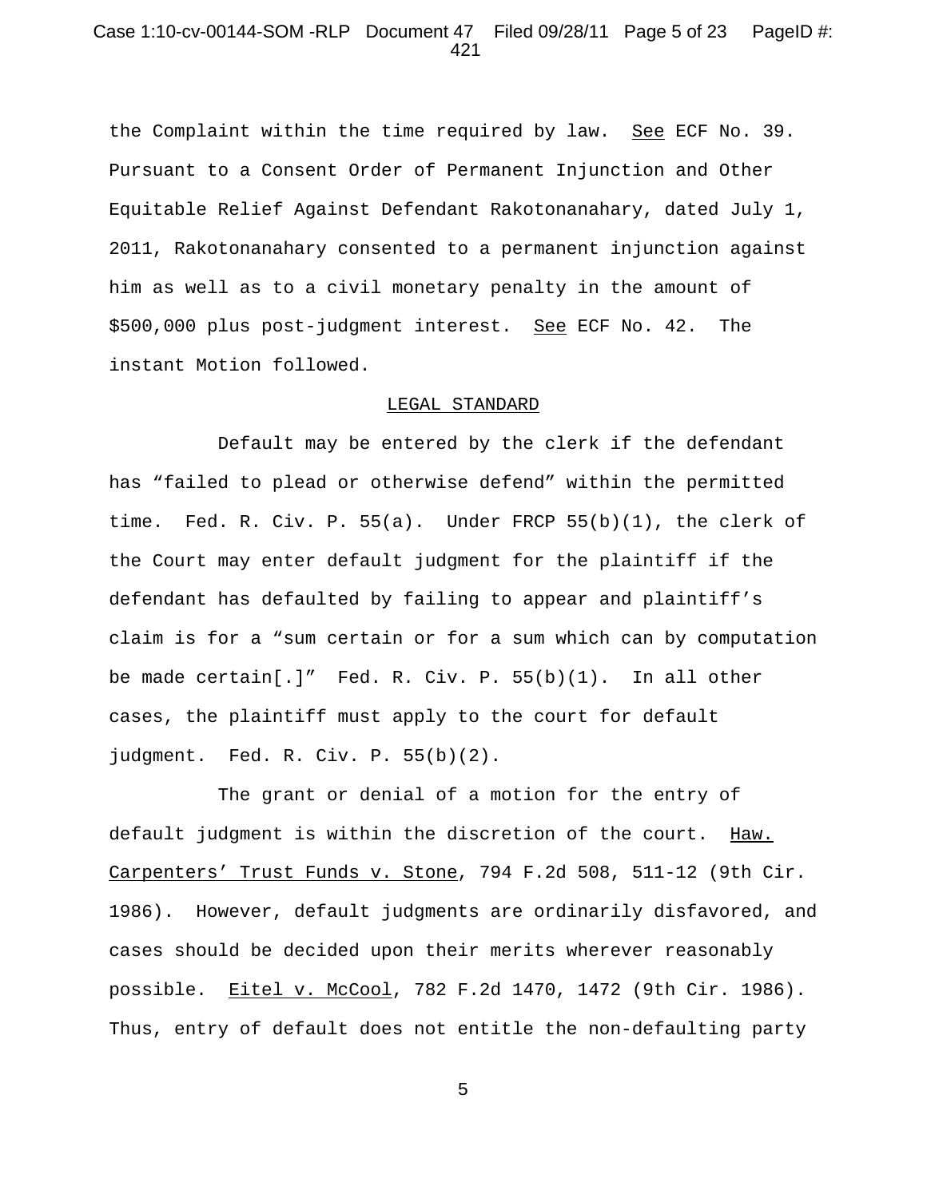the Complaint within the time required by law. See ECF No. 39. Pursuant to a Consent Order of Permanent Injunction and Other Equitable Relief Against Defendant Rakotonanahary, dated July 1, 2011, Rakotonanahary consented to a permanent injunction against him as well as to a civil monetary penalty in the amount of $500,000 plus post-judgment interest. See ECF No. 42. The instant Motion followed.

## LEGAL STANDARD

Default may be entered by the clerk if the defendant has "failed to plead or otherwise defend" within the permitted time. Fed. R. Civ. P. 55(a). Under FRCP 55(b)(1), the clerk of the Court may enter default judgment for the plaintiff if the defendant has defaulted by failing to appear and plaintiff's claim is for a "sum certain or for a sum which can by computation be made certain[.]" Fed. R. Civ. P. 55(b)(1). In all other cases, the plaintiff must apply to the court for default judgment. Fed. R. Civ. P. 55(b)(2).

The grant or denial of a motion for the entry of default judgment is within the discretion of the court. Haw. Carpenters' Trust Funds v. Stone, 794 F.2d 508, 511-12 (9th Cir. 1986). However, default judgments are ordinarily disfavored, and cases should be decided upon their merits wherever reasonably possible. Eitel v. McCool, 782 F.2d 1470, 1472 (9th Cir. 1986). Thus, entry of default does not entitle the non-defaulting party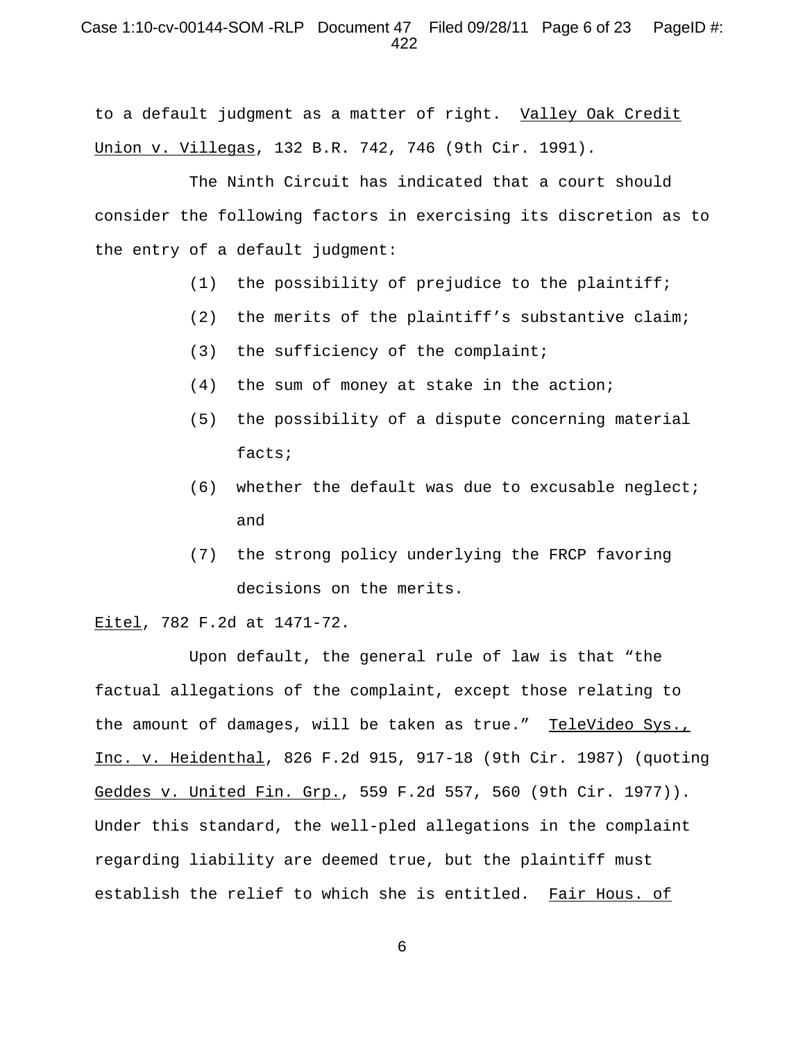to a default judgment as a matter of right. Valley Oak Credit Union v. Villegas, 132 B.R. 742, 746 (9th Cir. 1991).

The Ninth Circuit has indicated that a court should consider the following factors in exercising its discretion as to the entry of a default judgment:

(1) the possibility of prejudice to the plaintiff;

(2) the merits of the plaintiff’s substantive claim;

(3) the sufficiency of the complaint;

(4) the sum of money at stake in the action;

(5) the possibility of a dispute concerning material facts;

(6) whether the default was due to excusable neglect; and

(7) the strong policy underlying the FRCP favoring decisions on the merits.

Eitel, 782 F.2d at 1471-72.

Upon default, the general rule of law is that “the factual allegations of the complaint, except those relating to the amount of damages, will be taken as true.” TeleVideo Sys., Inc. v. Heidenthal, 826 F.2d 915, 917-18 (9th Cir. 1987) (quoting Geddes v. United Fin. Grp., 559 F.2d 557, 560 (9th Cir. 1977)). Under this standard, the well-pled allegations in the complaint regarding liability are deemed true, but the plaintiff must establish the relief to which she is entitled. Fair Hous. of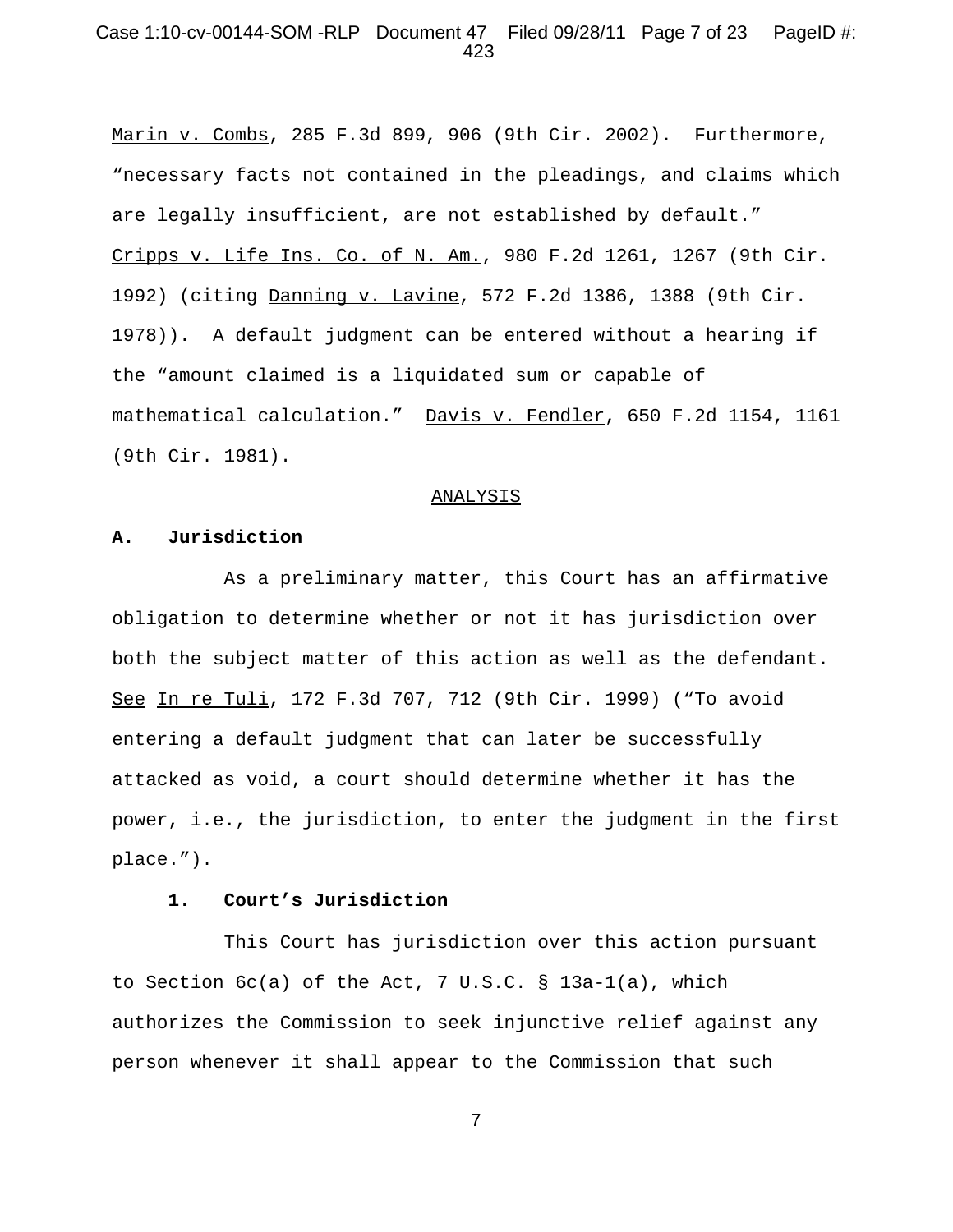Marin v. Combs, 285 F.3d 899, 906 (9th Cir. 2002). Furthermore, "necessary facts not contained in the pleadings, and claims which are legally insufficient, are not established by default." Cripps v. Life Ins. Co. of N. Am., 980 F.2d 1261, 1267 (9th Cir. 1992) (citing Danning v. Lavine, 572 F.2d 1386, 1388 (9th Cir. 1978)). A default judgment can be entered without a hearing if the "amount claimed is a liquidated sum or capable of mathematical calculation." Davis v. Fendler, 650 F.2d 1154, 1161 (9th Cir. 1981).

## ANALYSIS

### A. Jurisdiction

As a preliminary matter, this Court has an affirmative obligation to determine whether or not it has jurisdiction over both the subject matter of this action as well as the defendant. See In re Tuli, 172 F.3d 707, 712 (9th Cir. 1999) ("To avoid entering a default judgment that can later be successfully attacked as void, a court should determine whether it has the power, i.e., the jurisdiction, to enter the judgment in the first place.").

#### 1. Court's Jurisdiction

This Court has jurisdiction over this action pursuant to Section 6c(a) of the Act, 7 U.S.C. § 13a-1(a), which authorizes the Commission to seek injunctive relief against any person whenever it shall appear to the Commission that such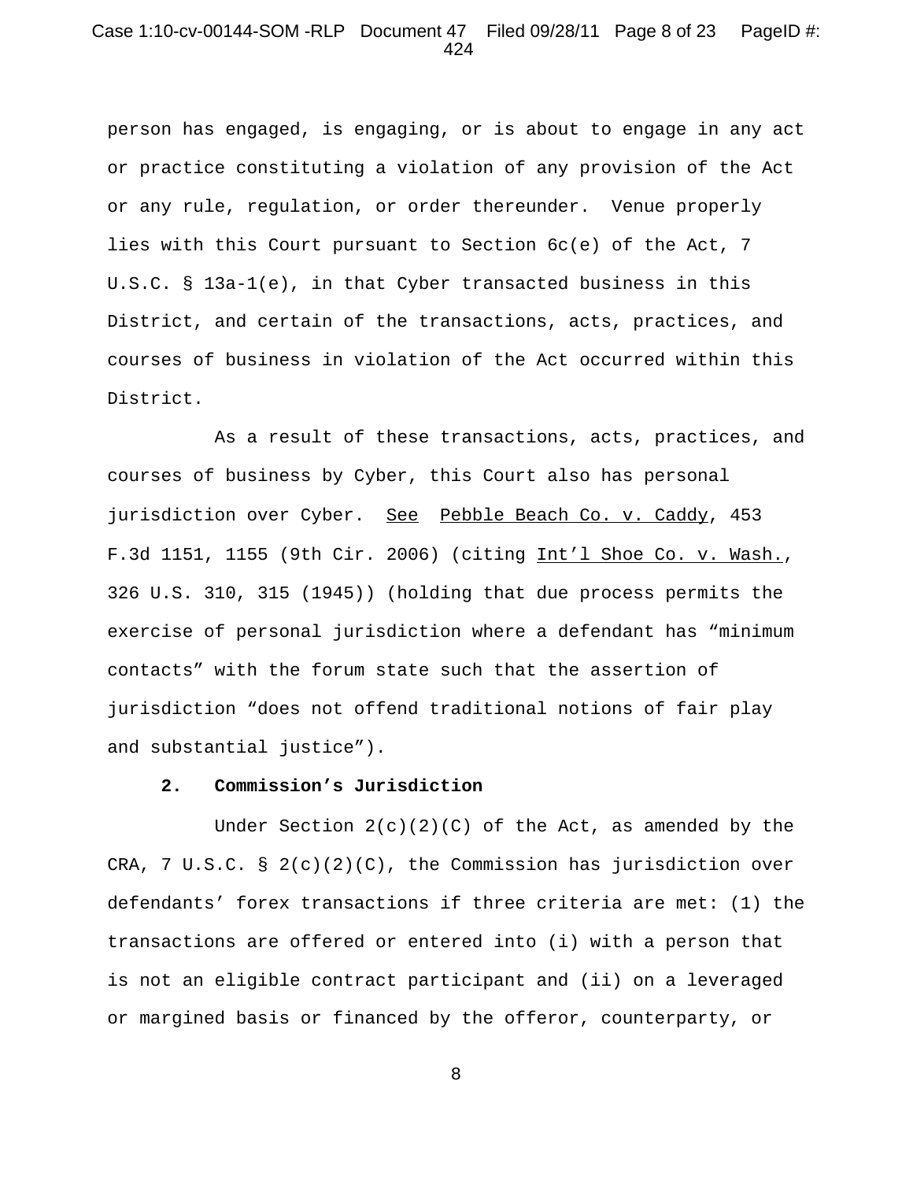person has engaged, is engaging, or is about to engage in any act or practice constituting a violation of any provision of the Act or any rule, regulation, or order thereunder. Venue properly lies with this Court pursuant to Section 6c(e) of the Act, 7 U.S.C. § 13a-1(e), in that Cyber transacted business in this District, and certain of the transactions, acts, practices, and courses of business in violation of the Act occurred within this District.

As a result of these transactions, acts, practices, and courses of business by Cyber, this Court also has personal jurisdiction over Cyber. See Pebble Beach Co. v. Caddy, 453 F.3d 1151, 1155 (9th Cir. 2006) (citing Int'l Shoe Co. v. Wash., 326 U.S. 310, 315 (1945)) (holding that due process permits the exercise of personal jurisdiction where a defendant has "minimum contacts" with the forum state such that the assertion of jurisdiction "does not offend traditional notions of fair play and substantial justice").

**2. Commission's Jurisdiction**

Under Section 2(c)(2)(C) of the Act, as amended by the CRA, 7 U.S.C. § 2(c)(2)(C), the Commission has jurisdiction over defendants' forex transactions if three criteria are met: (1) the transactions are offered or entered into (i) with a person that is not an eligible contract participant and (ii) on a leveraged or margined basis or financed by the offeror, counterparty, or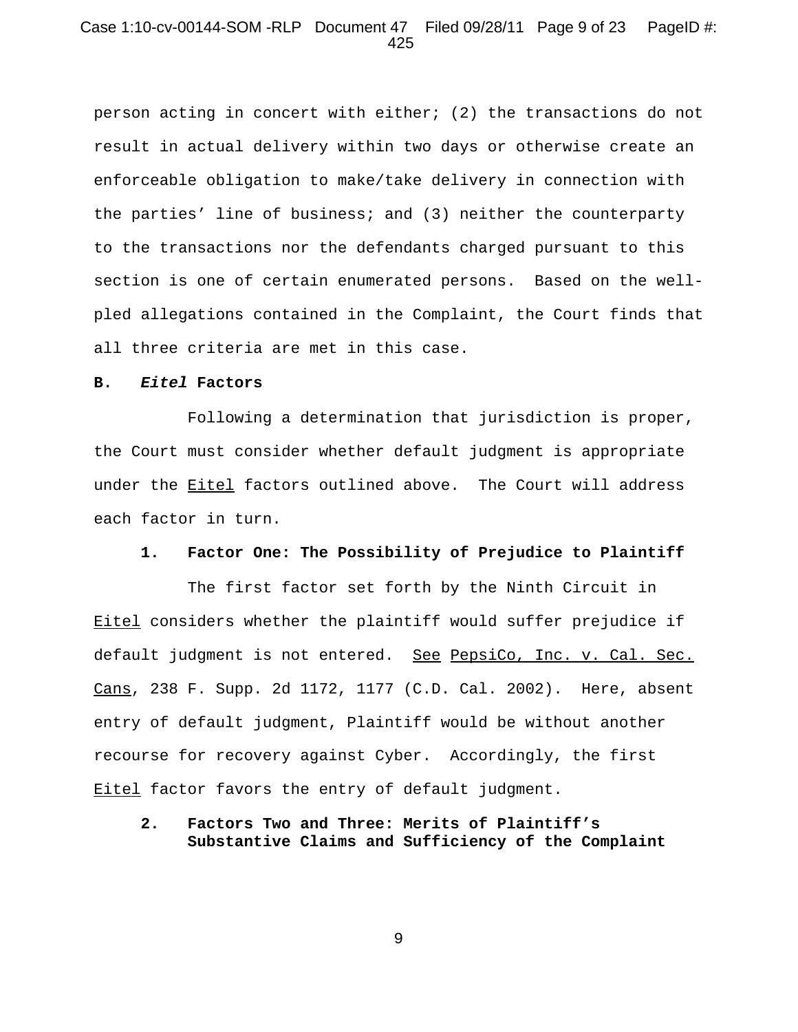person acting in concert with either; (2) the transactions do not result in actual delivery within two days or otherwise create an enforceable obligation to make/take delivery in connection with the parties' line of business; and (3) neither the counterparty to the transactions nor the defendants charged pursuant to this section is one of certain enumerated persons. Based on the well-pled allegations contained in the Complaint, the Court finds that all three criteria are met in this case.

**B. *Eitel* Factors**

Following a determination that jurisdiction is proper, the Court must consider whether default judgment is appropriate under the Eitel factors outlined above. The Court will address each factor in turn.

**1. Factor One: The Possibility of Prejudice to Plaintiff**

The first factor set forth by the Ninth Circuit in Eitel considers whether the plaintiff would suffer prejudice if default judgment is not entered. See PepsiCo, Inc. v. Cal. Sec. Cans, 238 F. Supp. 2d 1172, 1177 (C.D. Cal. 2002). Here, absent entry of default judgment, Plaintiff would be without another recourse for recovery against Cyber. Accordingly, the first Eitel factor favors the entry of default judgment.

**2. Factors Two and Three: Merits of Plaintiff's Substantive Claims and Sufficiency of the Complaint**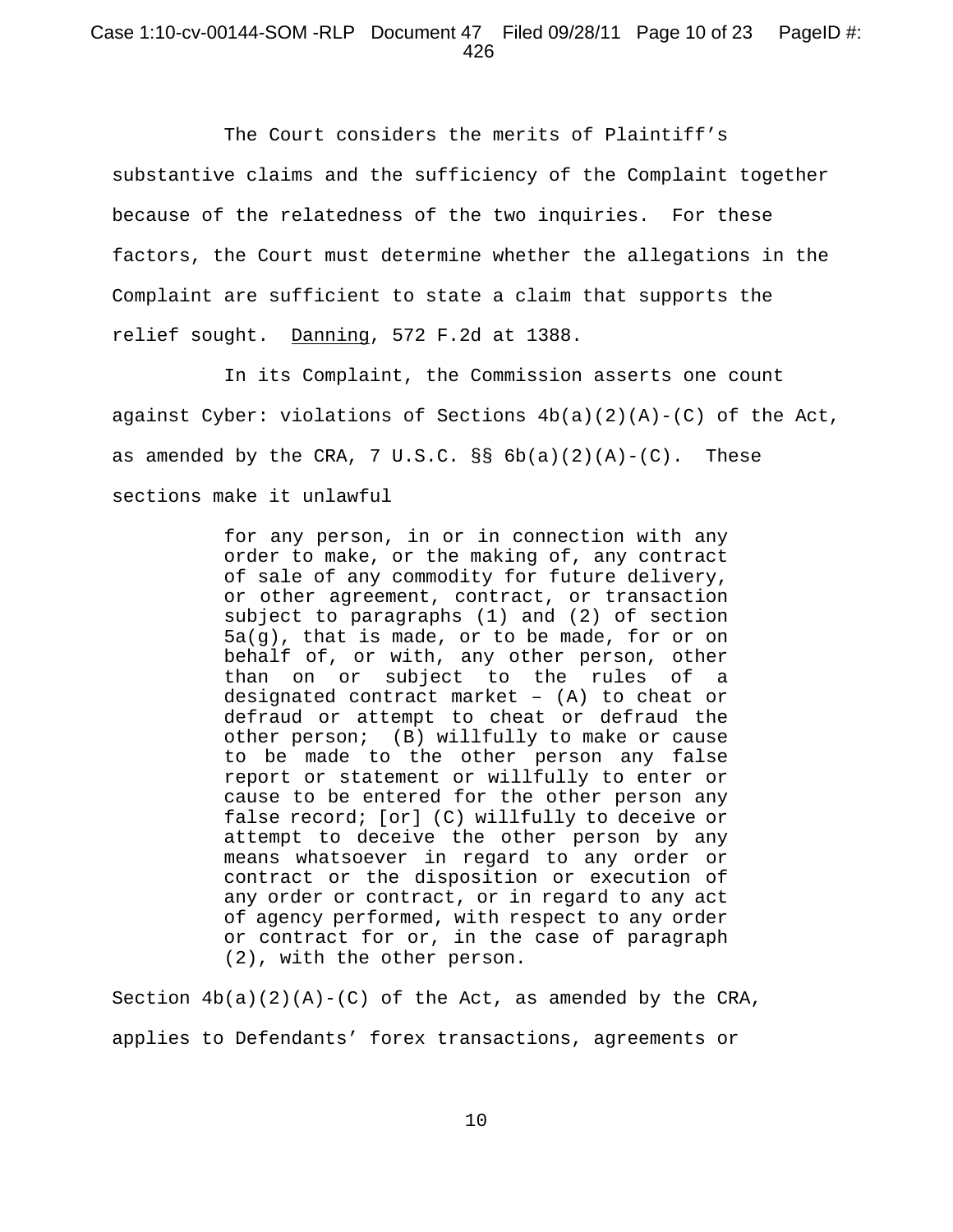The Court considers the merits of Plaintiff's substantive claims and the sufficiency of the Complaint together because of the relatedness of the two inquiries. For these factors, the Court must determine whether the allegations in the Complaint are sufficient to state a claim that supports the relief sought. Danning, 572 F.2d at 1388.

In its Complaint, the Commission asserts one count against Cyber: violations of Sections 4b(a)(2)(A)-(C) of the Act, as amended by the CRA, 7 U.S.C. §§ 6b(a)(2)(A)-(C). These sections make it unlawful

> for any person, in or in connection with any order to make, or the making of, any contract of sale of any commodity for future delivery, or other agreement, contract, or transaction subject to paragraphs (1) and (2) of section 5a(g), that is made, or to be made, for or on behalf of, or with, any other person, other than on or subject to the rules of a designated contract market – (A) to cheat or defraud or attempt to cheat or defraud the other person; (B) willfully to make or cause to be made to the other person any false report or statement or willfully to enter or cause to be entered for the other person any false record; [or] (C) willfully to deceive or attempt to deceive the other person by any means whatsoever in regard to any order or contract or the disposition or execution of any order or contract, or in regard to any act of agency performed, with respect to any order or contract for or, in the case of paragraph (2), with the other person.

Section 4b(a)(2)(A)-(C) of the Act, as amended by the CRA, applies to Defendants' forex transactions, agreements or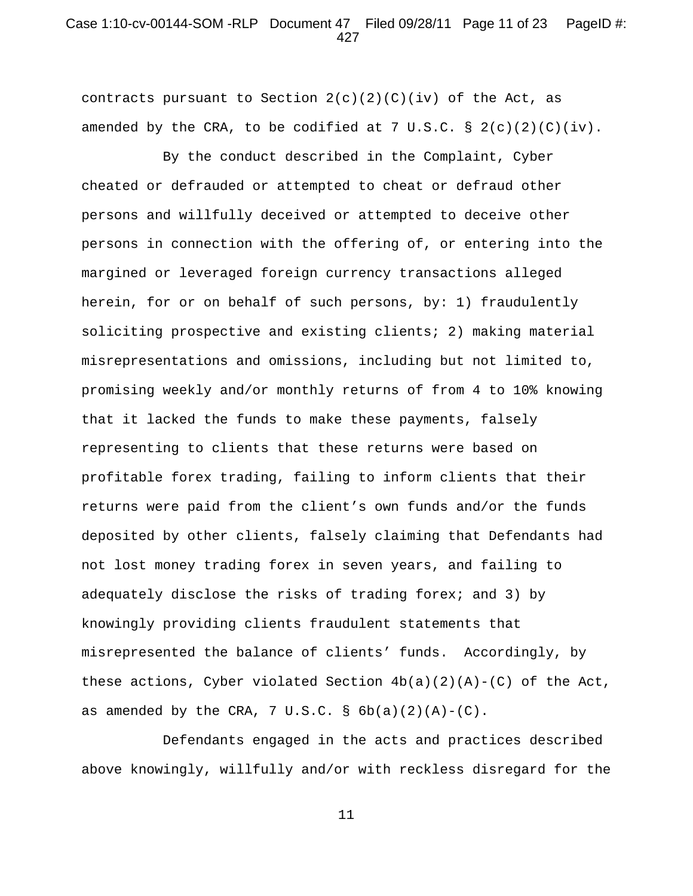contracts pursuant to Section 2(c)(2)(C)(iv) of the Act, as amended by the CRA, to be codified at 7 U.S.C. § 2(c)(2)(C)(iv).

By the conduct described in the Complaint, Cyber cheated or defrauded or attempted to cheat or defraud other persons and willfully deceived or attempted to deceive other persons in connection with the offering of, or entering into the margined or leveraged foreign currency transactions alleged herein, for or on behalf of such persons, by: 1) fraudulently soliciting prospective and existing clients; 2) making material misrepresentations and omissions, including but not limited to, promising weekly and/or monthly returns of from 4 to 10% knowing that it lacked the funds to make these payments, falsely representing to clients that these returns were based on profitable forex trading, failing to inform clients that their returns were paid from the client's own funds and/or the funds deposited by other clients, falsely claiming that Defendants had not lost money trading forex in seven years, and failing to adequately disclose the risks of trading forex; and 3) by knowingly providing clients fraudulent statements that misrepresented the balance of clients' funds. Accordingly, by these actions, Cyber violated Section 4b(a)(2)(A)-(C) of the Act, as amended by the CRA, 7 U.S.C. § 6b(a)(2)(A)-(C).

Defendants engaged in the acts and practices described above knowingly, willfully and/or with reckless disregard for the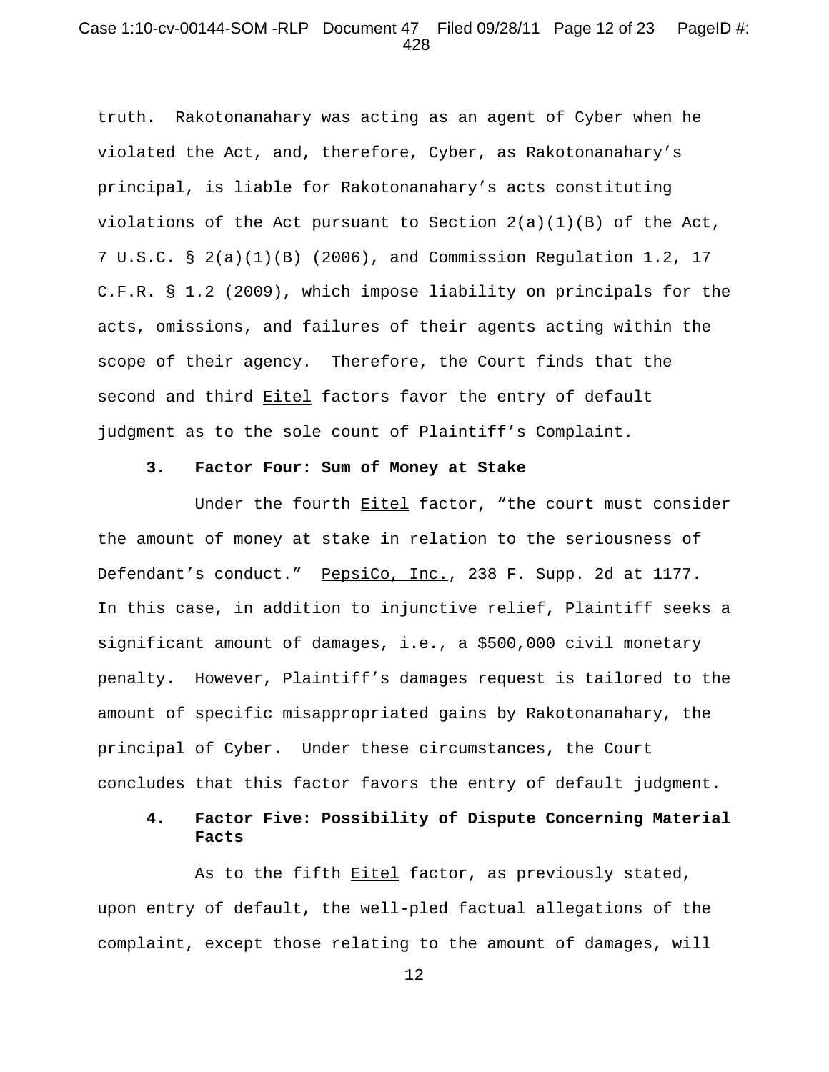truth. Rakotonanahary was acting as an agent of Cyber when he violated the Act, and, therefore, Cyber, as Rakotonanahary's principal, is liable for Rakotonanahary's acts constituting violations of the Act pursuant to Section 2(a)(1)(B) of the Act, 7 U.S.C. § 2(a)(1)(B) (2006), and Commission Regulation 1.2, 17 C.F.R. § 1.2 (2009), which impose liability on principals for the acts, omissions, and failures of their agents acting within the scope of their agency. Therefore, the Court finds that the second and third Eitel factors favor the entry of default judgment as to the sole count of Plaintiff's Complaint.

**3. Factor Four: Sum of Money at Stake**

Under the fourth Eitel factor, "the court must consider the amount of money at stake in relation to the seriousness of Defendant's conduct." PepsiCo, Inc., 238 F. Supp. 2d at 1177. In this case, in addition to injunctive relief, Plaintiff seeks a significant amount of damages, i.e., a $500,000 civil monetary penalty. However, Plaintiff's damages request is tailored to the amount of specific misappropriated gains by Rakotonanahary, the principal of Cyber. Under these circumstances, the Court concludes that this factor favors the entry of default judgment.

**4. Factor Five: Possibility of Dispute Concerning Material Facts**

As to the fifth Eitel factor, as previously stated, upon entry of default, the well-pled factual allegations of the complaint, except those relating to the amount of damages, will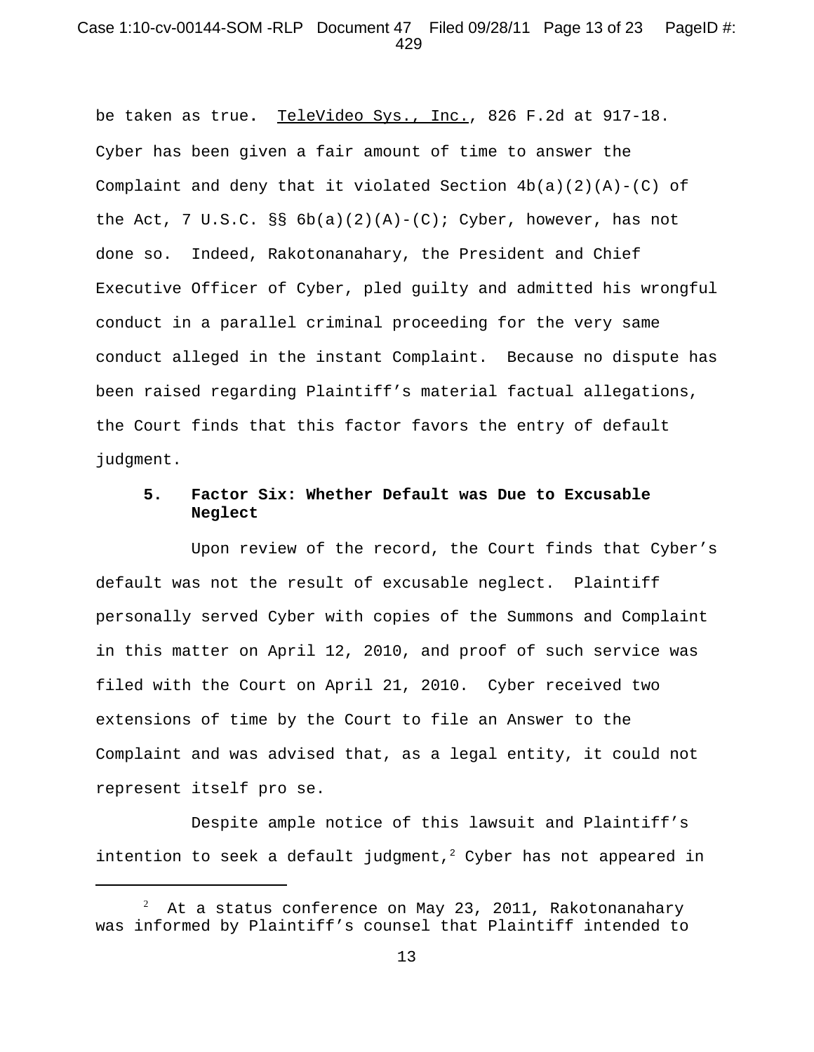be taken as true. TeleVideo Sys., Inc., 826 F.2d at 917-18. Cyber has been given a fair amount of time to answer the Complaint and deny that it violated Section 4b(a)(2)(A)-(C) of the Act, 7 U.S.C. §§ 6b(a)(2)(A)-(C); Cyber, however, has not done so. Indeed, Rakotonanahary, the President and Chief Executive Officer of Cyber, pled guilty and admitted his wrongful conduct in a parallel criminal proceeding for the very same conduct alleged in the instant Complaint. Because no dispute has been raised regarding Plaintiff's material factual allegations, the Court finds that this factor favors the entry of default judgment.

**5. Factor Six: Whether Default was Due to Excusable Neglect**

Upon review of the record, the Court finds that Cyber's default was not the result of excusable neglect. Plaintiff personally served Cyber with copies of the Summons and Complaint in this matter on April 12, 2010, and proof of such service was filed with the Court on April 21, 2010. Cyber received two extensions of time by the Court to file an Answer to the Complaint and was advised that, as a legal entity, it could not represent itself pro se.

Despite ample notice of this lawsuit and Plaintiff's intention to seek a default judgment,[2] Cyber has not appeared in

---

[2] At a status conference on May 23, 2011, Rakotonanahary was informed by Plaintiff's counsel that Plaintiff intended to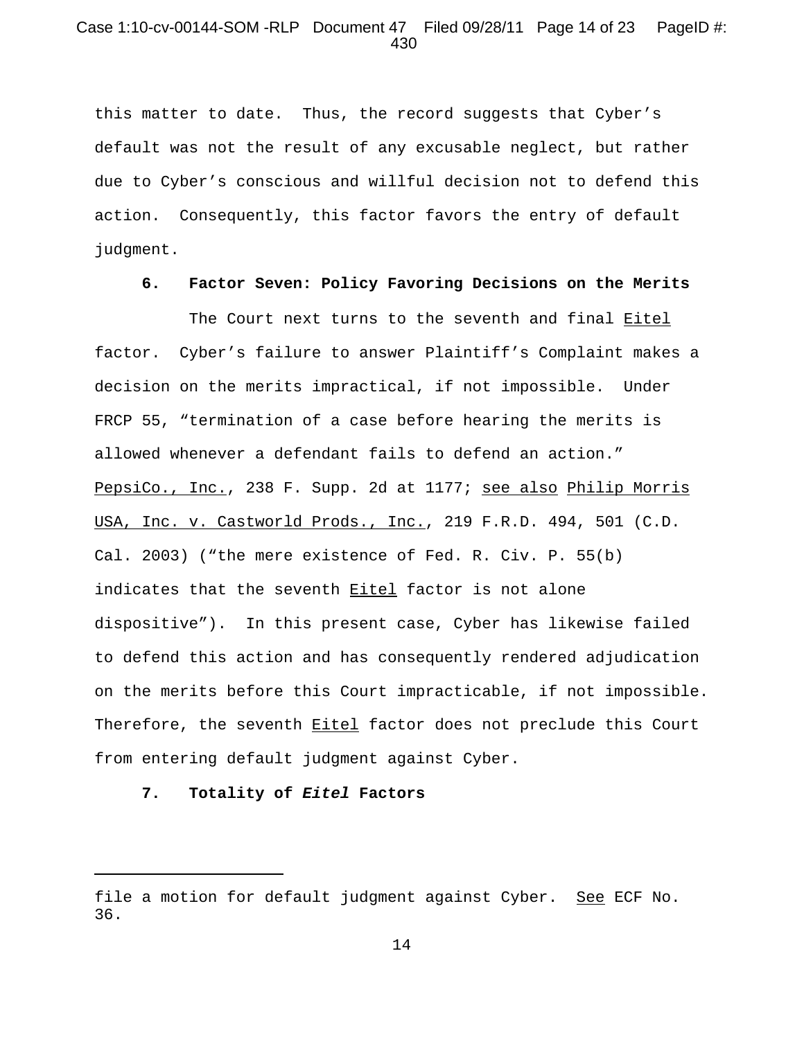this matter to date. Thus, the record suggests that Cyber's default was not the result of any excusable neglect, but rather due to Cyber's conscious and willful decision not to defend this action. Consequently, this factor favors the entry of default judgment.

**6. Factor Seven: Policy Favoring Decisions on the Merits**

The Court next turns to the seventh and final Eitel factor. Cyber's failure to answer Plaintiff's Complaint makes a decision on the merits impractical, if not impossible. Under FRCP 55, "termination of a case before hearing the merits is allowed whenever a defendant fails to defend an action." PepsiCo., Inc., 238 F. Supp. 2d at 1177; see also Philip Morris USA, Inc. v. Castworld Prods., Inc., 219 F.R.D. 494, 501 (C.D. Cal. 2003) ("the mere existence of Fed. R. Civ. P. 55(b) indicates that the seventh Eitel factor is not alone dispositive"). In this present case, Cyber has likewise failed to defend this action and has consequently rendered adjudication on the merits before this Court impracticable, if not impossible. Therefore, the seventh Eitel factor does not preclude this Court from entering default judgment against Cyber.

**7. Totality of *Eitel* Factors**

---

file a motion for default judgment against Cyber. See ECF No. 36.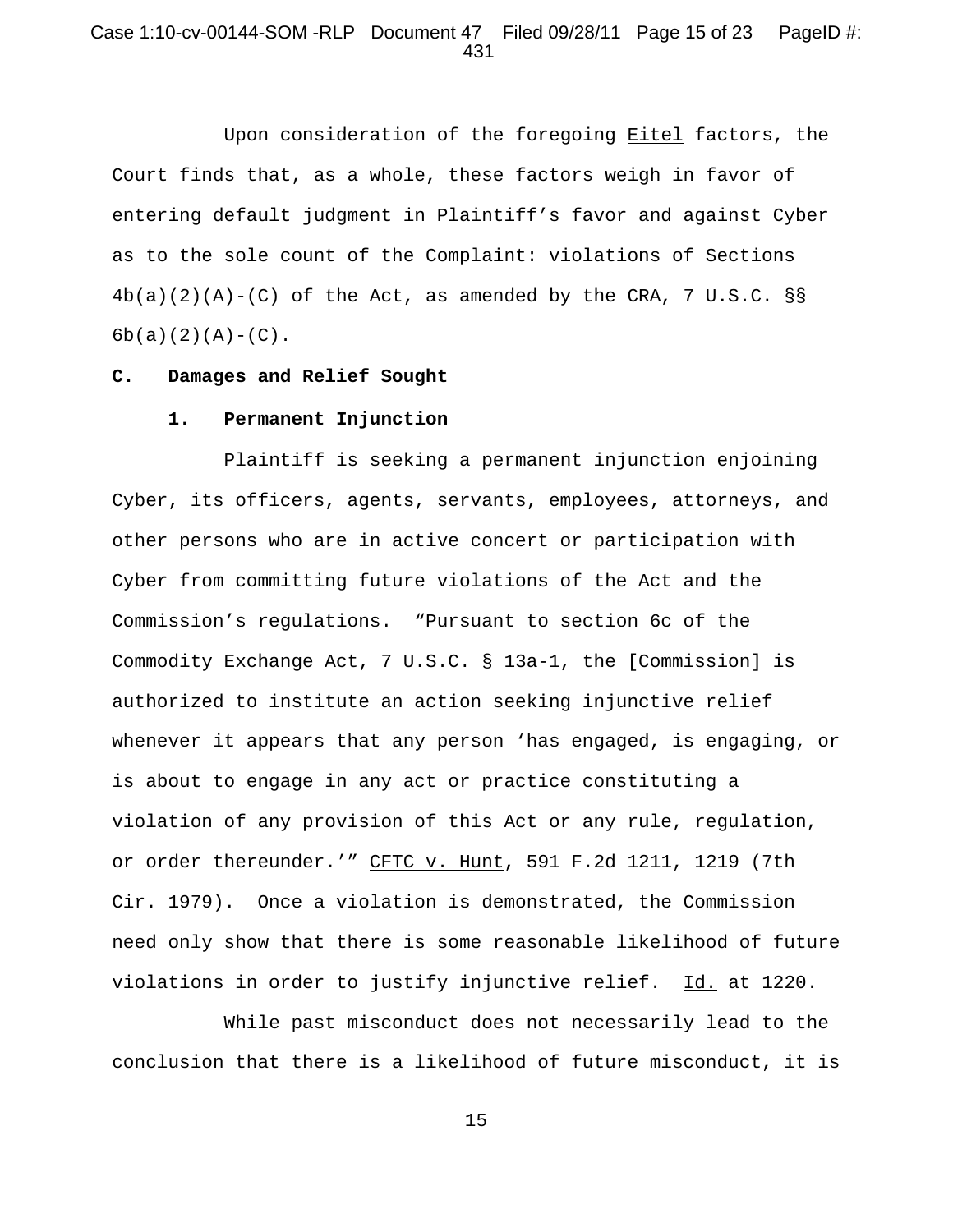Upon consideration of the foregoing Eitel factors, the Court finds that, as a whole, these factors weigh in favor of entering default judgment in Plaintiff's favor and against Cyber as to the sole count of the Complaint: violations of Sections 4b(a)(2)(A)-(C) of the Act, as amended by the CRA, 7 U.S.C. §§ 6b(a)(2)(A)-(C).

**C. Damages and Relief Sought**

**1. Permanent Injunction**

Plaintiff is seeking a permanent injunction enjoining Cyber, its officers, agents, servants, employees, attorneys, and other persons who are in active concert or participation with Cyber from committing future violations of the Act and the Commission's regulations. "Pursuant to section 6c of the Commodity Exchange Act, 7 U.S.C. § 13a-1, the [Commission] is authorized to institute an action seeking injunctive relief whenever it appears that any person 'has engaged, is engaging, or is about to engage in any act or practice constituting a violation of any provision of this Act or any rule, regulation, or order thereunder.'" CFTC v. Hunt, 591 F.2d 1211, 1219 (7th Cir. 1979). Once a violation is demonstrated, the Commission need only show that there is some reasonable likelihood of future violations in order to justify injunctive relief. Id. at 1220.

While past misconduct does not necessarily lead to the conclusion that there is a likelihood of future misconduct, it is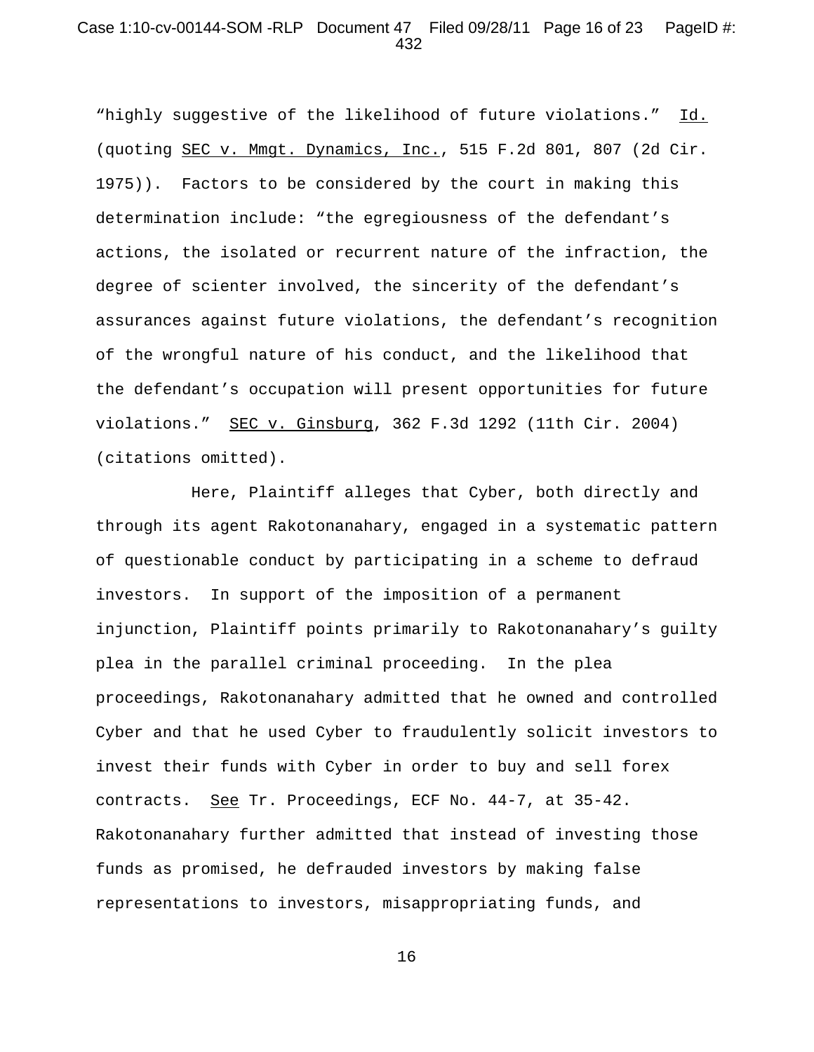"highly suggestive of the likelihood of future violations." Id. (quoting SEC v. Mmgt. Dynamics, Inc., 515 F.2d 801, 807 (2d Cir. 1975)). Factors to be considered by the court in making this determination include: "the egregiousness of the defendant's actions, the isolated or recurrent nature of the infraction, the degree of scienter involved, the sincerity of the defendant's assurances against future violations, the defendant's recognition of the wrongful nature of his conduct, and the likelihood that the defendant's occupation will present opportunities for future violations." SEC v. Ginsburg, 362 F.3d 1292 (11th Cir. 2004) (citations omitted).

Here, Plaintiff alleges that Cyber, both directly and through its agent Rakotonanahary, engaged in a systematic pattern of questionable conduct by participating in a scheme to defraud investors. In support of the imposition of a permanent injunction, Plaintiff points primarily to Rakotonanahary's guilty plea in the parallel criminal proceeding. In the plea proceedings, Rakotonanahary admitted that he owned and controlled Cyber and that he used Cyber to fraudulently solicit investors to invest their funds with Cyber in order to buy and sell forex contracts. See Tr. Proceedings, ECF No. 44-7, at 35-42. Rakotonanahary further admitted that instead of investing those funds as promised, he defrauded investors by making false representations to investors, misappropriating funds, and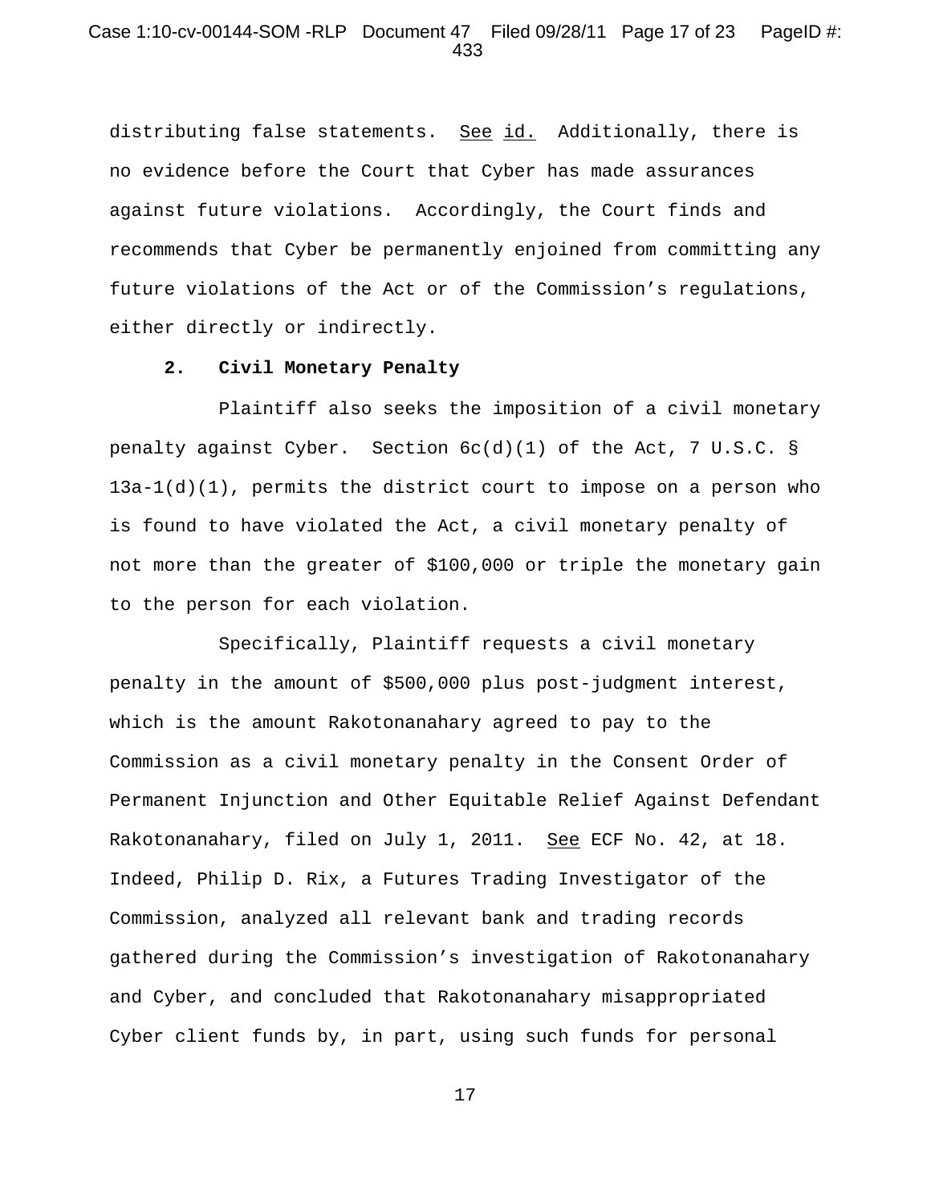distributing false statements. See id. Additionally, there is no evidence before the Court that Cyber has made assurances against future violations. Accordingly, the Court finds and recommends that Cyber be permanently enjoined from committing any future violations of the Act or of the Commission's regulations, either directly or indirectly.

**2. Civil Monetary Penalty**

Plaintiff also seeks the imposition of a civil monetary penalty against Cyber. Section 6c(d)(1) of the Act, 7 U.S.C. § 13a-1(d)(1), permits the district court to impose on a person who is found to have violated the Act, a civil monetary penalty of not more than the greater of $100,000 or triple the monetary gain to the person for each violation.

Specifically, Plaintiff requests a civil monetary penalty in the amount of $500,000 plus post-judgment interest, which is the amount Rakotonanahary agreed to pay to the Commission as a civil monetary penalty in the Consent Order of Permanent Injunction and Other Equitable Relief Against Defendant Rakotonanahary, filed on July 1, 2011. See ECF No. 42, at 18. Indeed, Philip D. Rix, a Futures Trading Investigator of the Commission, analyzed all relevant bank and trading records gathered during the Commission's investigation of Rakotonanahary and Cyber, and concluded that Rakotonanahary misappropriated Cyber client funds by, in part, using such funds for personal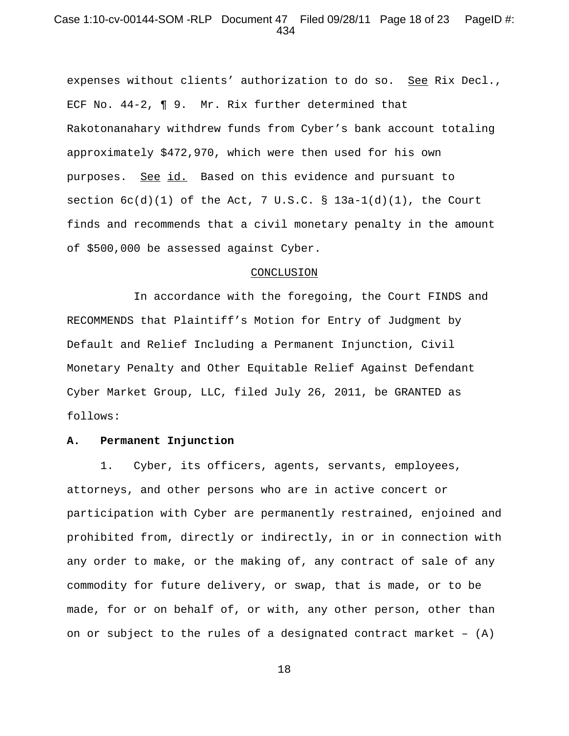expenses without clients' authorization to do so. See Rix Decl., ECF No. 44-2, ¶ 9. Mr. Rix further determined that Rakotonanahary withdrew funds from Cyber's bank account totaling approximately $472,970, which were then used for his own purposes. See id. Based on this evidence and pursuant to section 6c(d)(1) of the Act, 7 U.S.C. § 13a-1(d)(1), the Court finds and recommends that a civil monetary penalty in the amount of $500,000 be assessed against Cyber.

## CONCLUSION

In accordance with the foregoing, the Court FINDS and RECOMMENDS that Plaintiff's Motion for Entry of Judgment by Default and Relief Including a Permanent Injunction, Civil Monetary Penalty and Other Equitable Relief Against Defendant Cyber Market Group, LLC, filed July 26, 2011, be GRANTED as follows:

**A. Permanent Injunction**

1. Cyber, its officers, agents, servants, employees, attorneys, and other persons who are in active concert or participation with Cyber are permanently restrained, enjoined and prohibited from, directly or indirectly, in or in connection with any order to make, or the making of, any contract of sale of any commodity for future delivery, or swap, that is made, or to be made, for or on behalf of, or with, any other person, other than on or subject to the rules of a designated contract market – (A)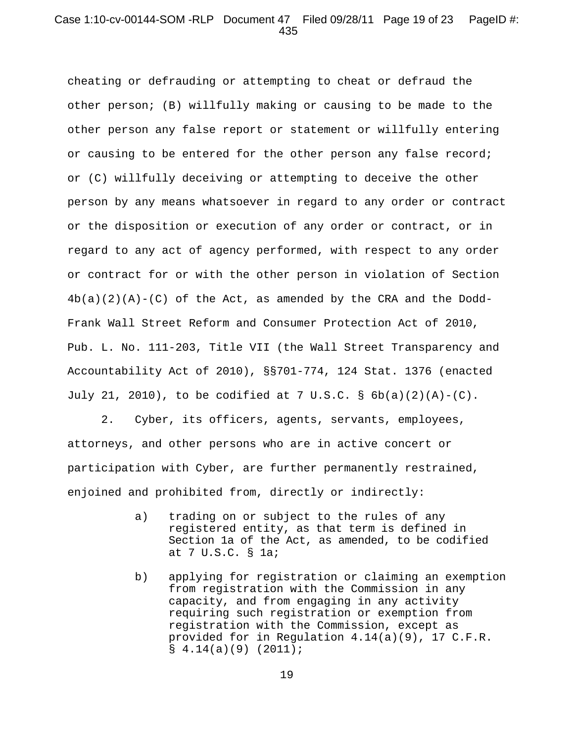cheating or defrauding or attempting to cheat or defraud the other person; (B) willfully making or causing to be made to the other person any false report or statement or willfully entering or causing to be entered for the other person any false record; or (C) willfully deceiving or attempting to deceive the other person by any means whatsoever in regard to any order or contract or the disposition or execution of any order or contract, or in regard to any act of agency performed, with respect to any order or contract for or with the other person in violation of Section 4b(a)(2)(A)-(C) of the Act, as amended by the CRA and the Dodd-Frank Wall Street Reform and Consumer Protection Act of 2010, Pub. L. No. 111-203, Title VII (the Wall Street Transparency and Accountability Act of 2010), §§701-774, 124 Stat. 1376 (enacted July 21, 2010), to be codified at 7 U.S.C. § 6b(a)(2)(A)-(C).

2. Cyber, its officers, agents, servants, employees, attorneys, and other persons who are in active concert or participation with Cyber, are further permanently restrained, enjoined and prohibited from, directly or indirectly:

a) trading on or subject to the rules of any registered entity, as that term is defined in Section 1a of the Act, as amended, to be codified at 7 U.S.C. § 1a;

b) applying for registration or claiming an exemption from registration with the Commission in any capacity, and from engaging in any activity requiring such registration or exemption from registration with the Commission, except as provided for in Regulation 4.14(a)(9), 17 C.F.R. § 4.14(a)(9) (2011);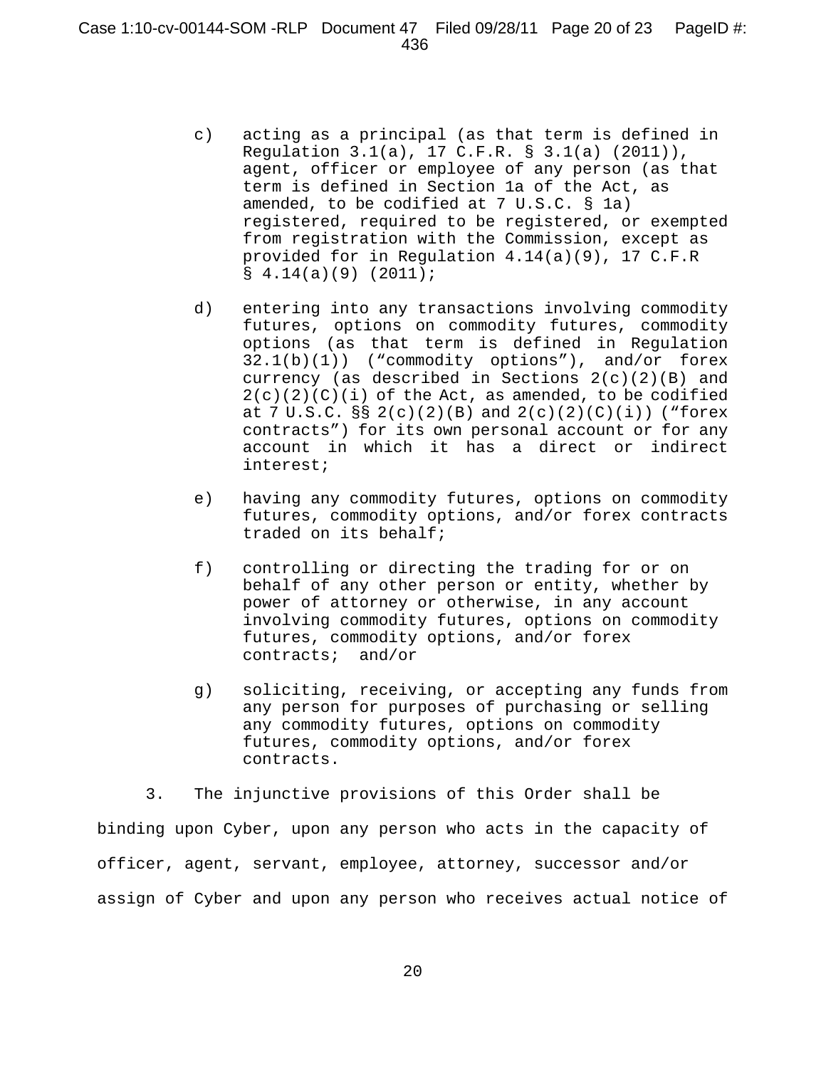c) acting as a principal (as that term is defined in Regulation 3.1(a), 17 C.F.R. § 3.1(a) (2011)), agent, officer or employee of any person (as that term is defined in Section 1a of the Act, as amended, to be codified at 7 U.S.C. § 1a) registered, required to be registered, or exempted from registration with the Commission, except as provided for in Regulation 4.14(a)(9), 17 C.F.R § 4.14(a)(9) (2011);

d) entering into any transactions involving commodity futures, options on commodity futures, commodity options (as that term is defined in Regulation 32.1(b)(1)) ("commodity options"), and/or forex currency (as described in Sections 2(c)(2)(B) and 2(c)(2)(C)(i) of the Act, as amended, to be codified at 7 U.S.C. §§ 2(c)(2)(B) and 2(c)(2)(C)(i)) ("forex contracts") for its own personal account or for any account in which it has a direct or indirect interest;

e) having any commodity futures, options on commodity futures, commodity options, and/or forex contracts traded on its behalf;

f) controlling or directing the trading for or on behalf of any other person or entity, whether by power of attorney or otherwise, in any account involving commodity futures, options on commodity futures, commodity options, and/or forex contracts; and/or

g) soliciting, receiving, or accepting any funds from any person for purposes of purchasing or selling any commodity futures, options on commodity futures, commodity options, and/or forex contracts.

3. The injunctive provisions of this Order shall be binding upon Cyber, upon any person who acts in the capacity of officer, agent, servant, employee, attorney, successor and/or assign of Cyber and upon any person who receives actual notice of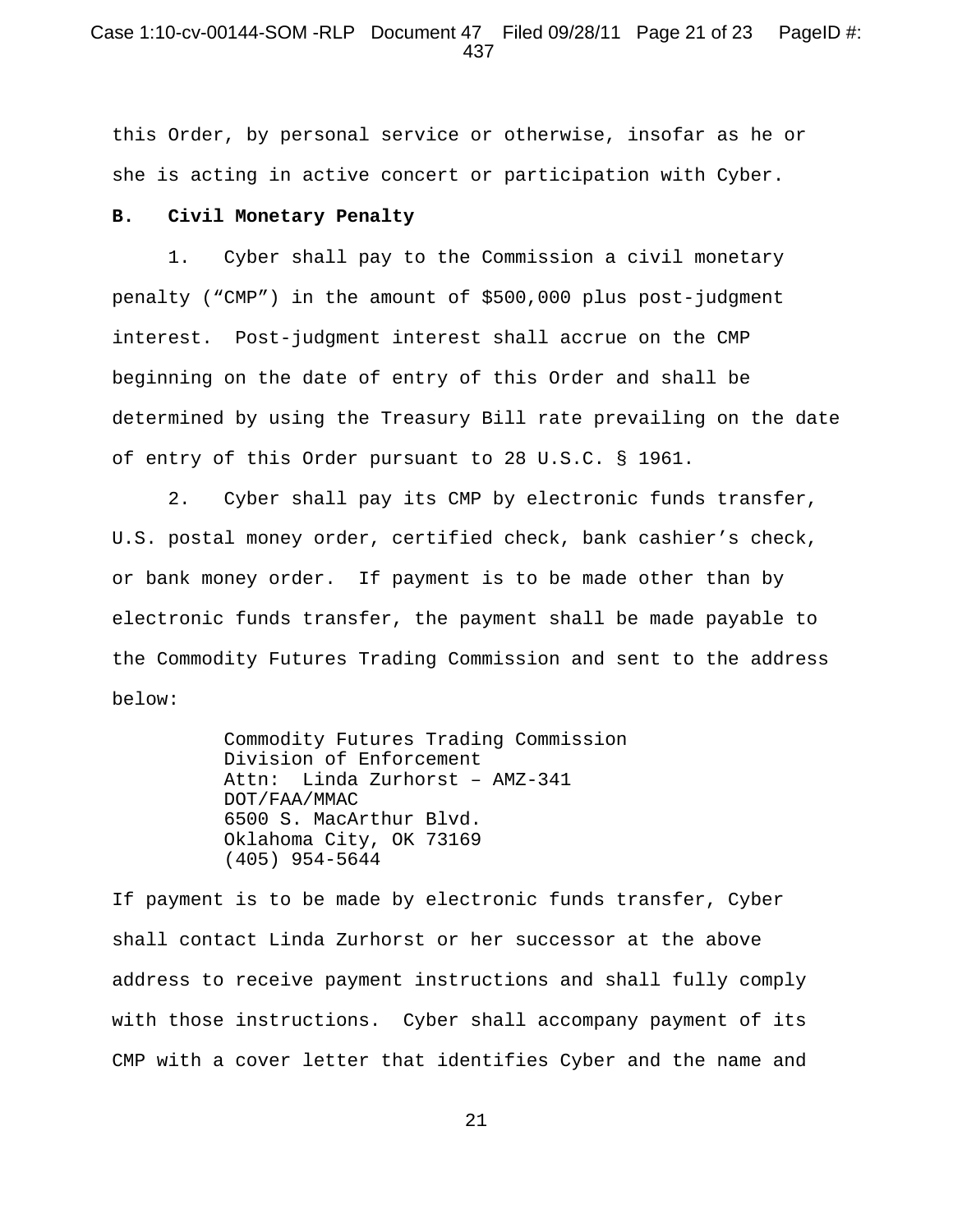this Order, by personal service or otherwise, insofar as he or she is acting in active concert or participation with Cyber.

**B. Civil Monetary Penalty**

1. Cyber shall pay to the Commission a civil monetary penalty ("CMP") in the amount of $500,000 plus post-judgment interest. Post-judgment interest shall accrue on the CMP beginning on the date of entry of this Order and shall be determined by using the Treasury Bill rate prevailing on the date of entry of this Order pursuant to 28 U.S.C. § 1961.

2. Cyber shall pay its CMP by electronic funds transfer, U.S. postal money order, certified check, bank cashier's check, or bank money order. If payment is to be made other than by electronic funds transfer, the payment shall be made payable to the Commodity Futures Trading Commission and sent to the address below:

Commodity Futures Trading Commission
Division of Enforcement
Attn: Linda Zurhorst – AMZ-341
DOT/FAA/MMAC
6500 S. MacArthur Blvd.
Oklahoma City, OK 73169
(405) 954-5644

If payment is to be made by electronic funds transfer, Cyber shall contact Linda Zurhorst or her successor at the above address to receive payment instructions and shall fully comply with those instructions. Cyber shall accompany payment of its CMP with a cover letter that identifies Cyber and the name and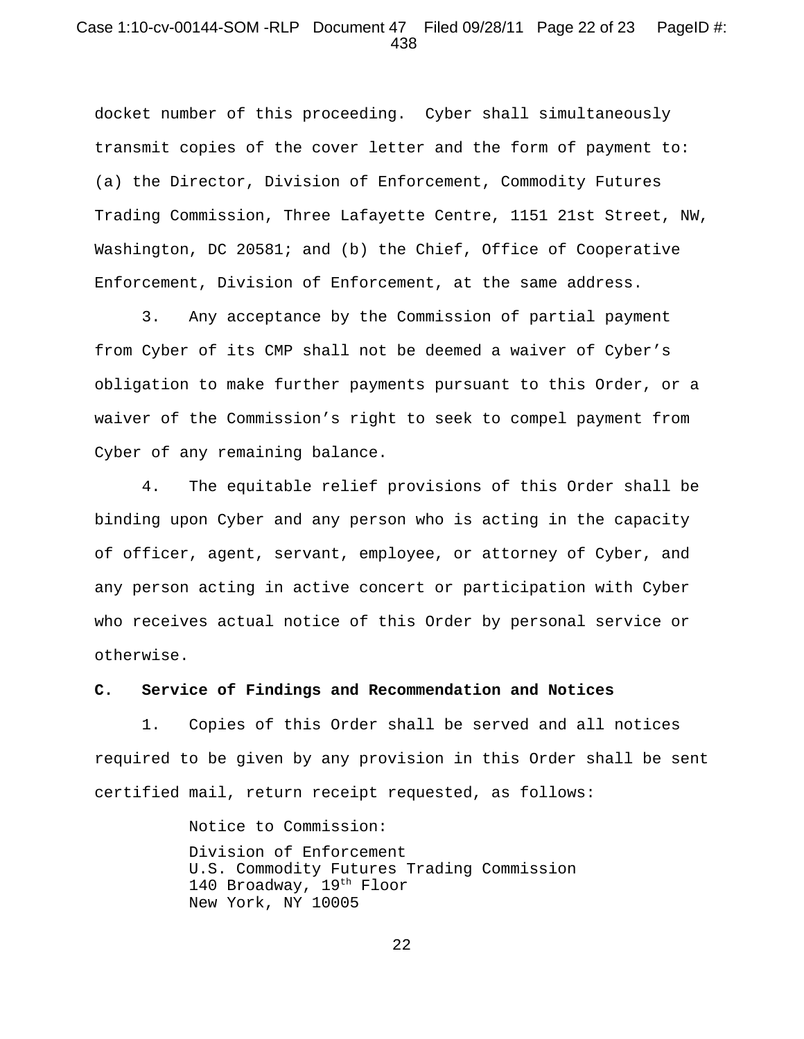docket number of this proceeding. Cyber shall simultaneously transmit copies of the cover letter and the form of payment to: (a) the Director, Division of Enforcement, Commodity Futures Trading Commission, Three Lafayette Centre, 1151 21st Street, NW, Washington, DC 20581; and (b) the Chief, Office of Cooperative Enforcement, Division of Enforcement, at the same address.

3. Any acceptance by the Commission of partial payment from Cyber of its CMP shall not be deemed a waiver of Cyber's obligation to make further payments pursuant to this Order, or a waiver of the Commission's right to seek to compel payment from Cyber of any remaining balance.

4. The equitable relief provisions of this Order shall be binding upon Cyber and any person who is acting in the capacity of officer, agent, servant, employee, or attorney of Cyber, and any person acting in active concert or participation with Cyber who receives actual notice of this Order by personal service or otherwise.

**C. Service of Findings and Recommendation and Notices**

1. Copies of this Order shall be served and all notices required to be given by any provision in this Order shall be sent certified mail, return receipt requested, as follows:

Notice to Commission:

Division of Enforcement
U.S. Commodity Futures Trading Commission
140 Broadway, 19th Floor
New York, NY 10005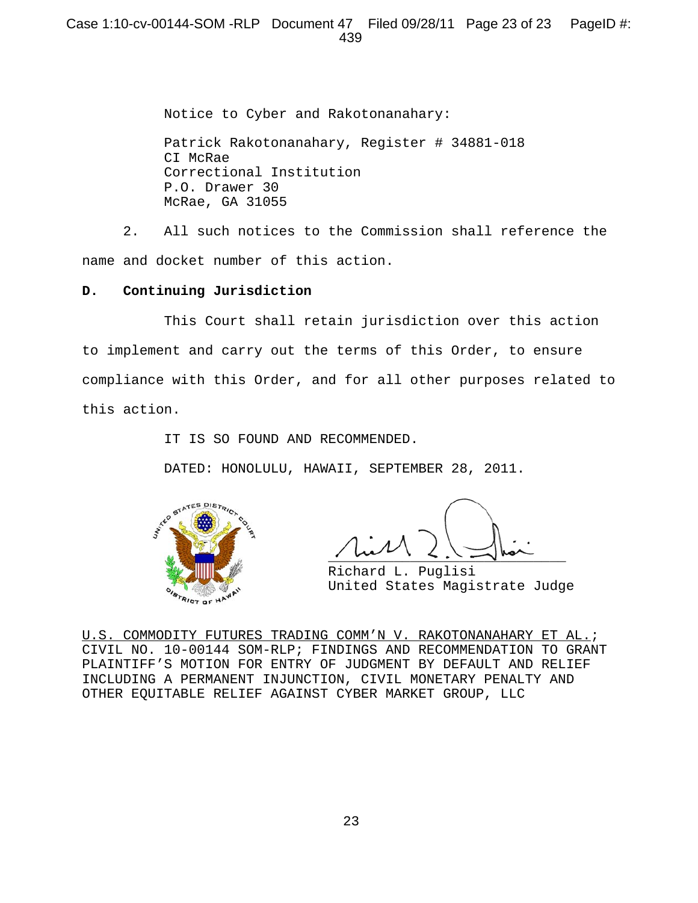Notice to Cyber and Rakotonanahary:

Patrick Rakotonanahary, Register # 34881-018
CI McRae
Correctional Institution
P.O. Drawer 30
McRae, GA 31055

2. All such notices to the Commission shall reference the name and docket number of this action.

**D. Continuing Jurisdiction**

This Court shall retain jurisdiction over this action to implement and carry out the terms of this Order, to ensure compliance with this Order, and for all other purposes related to this action.

IT IS SO FOUND AND RECOMMENDED.

DATED: HONOLULU, HAWAII, SEPTEMBER 28, 2011.

Richard L. Puglisi
United States Magistrate Judge

U.S. COMMODITY FUTURES TRADING COMM'N V. RAKOTONANAHARY ET AL.; CIVIL NO. 10-00144 SOM-RLP; FINDINGS AND RECOMMENDATION TO GRANT PLAINTIFF'S MOTION FOR ENTRY OF JUDGMENT BY DEFAULT AND RELIEF INCLUDING A PERMANENT INJUNCTION, CIVIL MONETARY PENALTY AND OTHER EQUITABLE RELIEF AGAINST CYBER MARKET GROUP, LLC